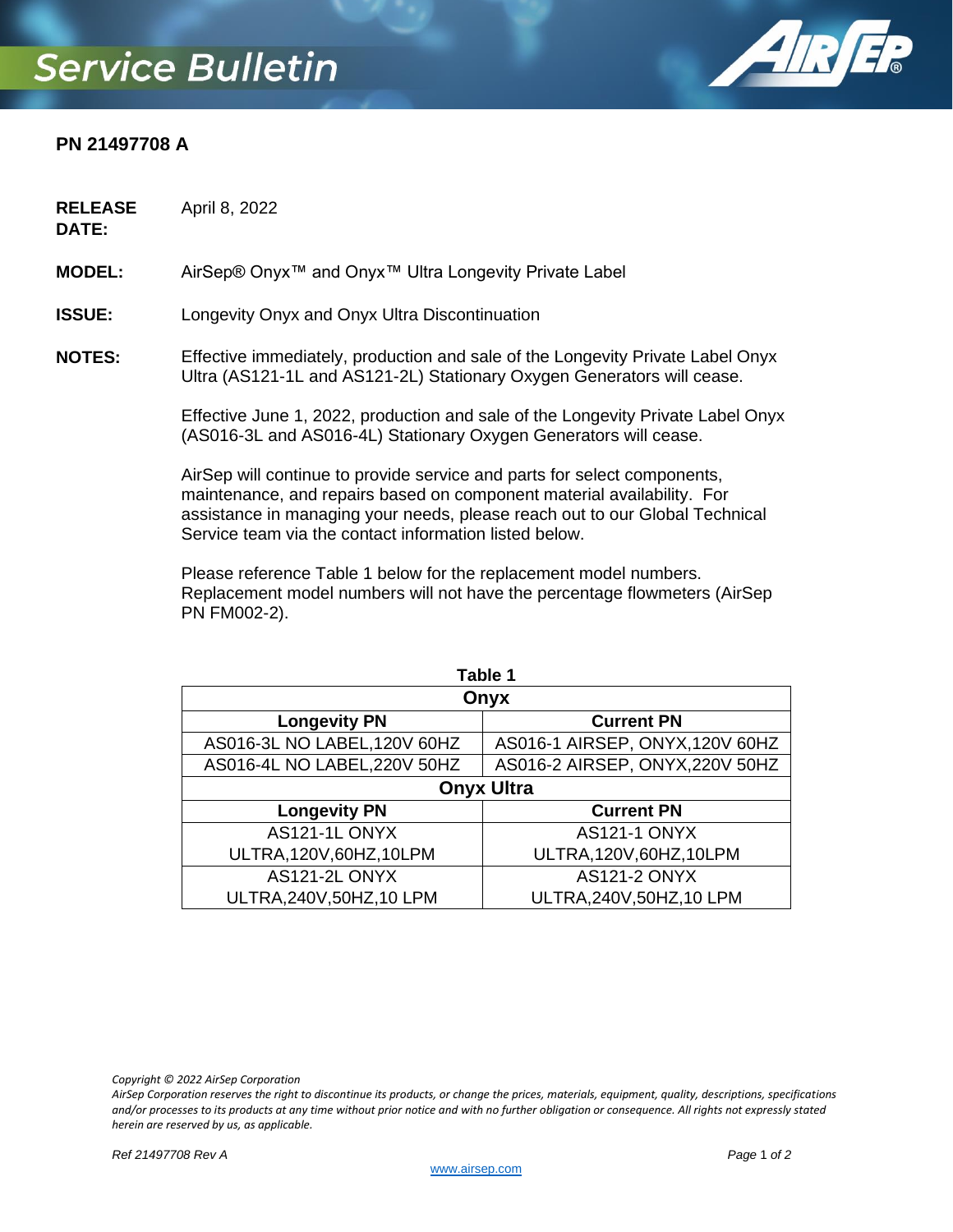# Service Bulletin

**PN 21497708 A**

**RELEASE DATE:** April 8, 2022

**MODEL:** AirSep® Onyx™ and Onyx™ Ultra Longevity Private Label

**ISSUE:** Longevity Onyx and Onyx Ultra Discontinuation

**NOTES:** Effective immediately, production and sale of the Longevity Private Label Onyx Ultra (AS121-1L and AS121-2L) Stationary Oxygen Generators will cease.

Effective June 1, 2022, production and sale of the Longevity Private Label Onyx (AS016-3L and AS016-4L) Stationary Oxygen Generators will cease.

AirSep will continue to provide service and parts for select components, maintenance, and repairs based on component material availability. For assistance in managing your needs, please reach out to our Global Technical Service team via the contact information listed below.

Please reference Table 1 below for the replacement model numbers. Replacement model numbers will not have the percentage flowmeters (AirSep PN FM002-2).

**Table 1**

| Onyx | |
|---|---|
| **Longevity PN** | **Current PN** |
| AS016-3L NO LABEL,120V 60HZ | AS016-1 AIRSEP, ONYX,120V 60HZ |
| AS016-4L NO LABEL,220V 50HZ | AS016-2 AIRSEP, ONYX,220V 50HZ |
| **Onyx Ultra** | |
| **Longevity PN** | **Current PN** |
| AS121-1L ONYX ULTRA,120V,60HZ,10LPM | AS121-1 ONYX ULTRA,120V,60HZ,10LPM |
| AS121-2L ONYX ULTRA,240V,50HZ,10 LPM | AS121-2 ONYX ULTRA,240V,50HZ,10 LPM |

*Copyright © 2022 AirSep Corporation*

*AirSep Corporation reserves the right to discontinue its products, or change the prices, materials, equipment, quality, descriptions, specifications and/or processes to its products at any time without prior notice and with no further obligation or consequence. All rights not expressly stated herein are reserved by us, as applicable.*

*Ref 21497708 Rev A*

www.airsep.com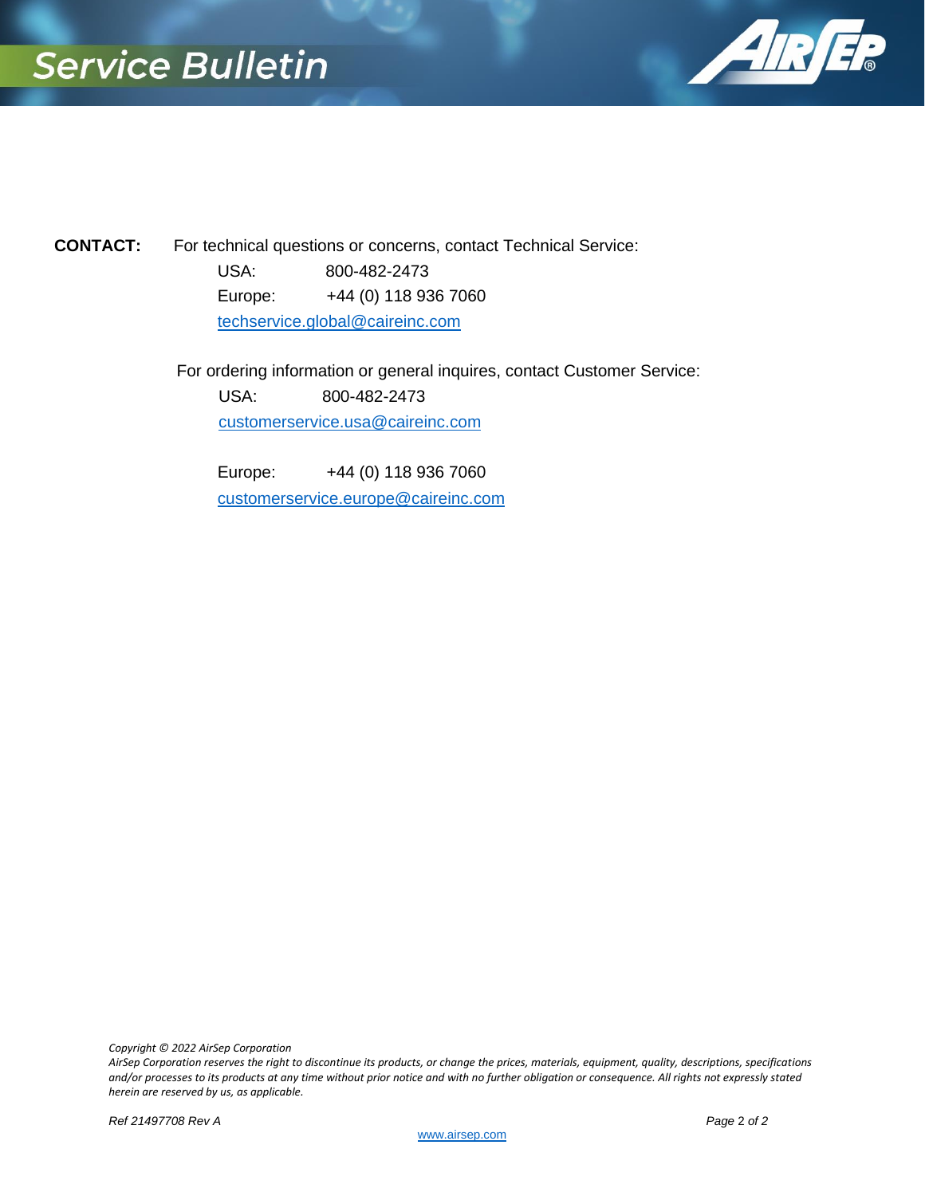**CONTACT:** For technical questions or concerns, contact Technical Service:

USA: 800-482-2473

Europe: +44 (0) 118 936 7060

techservice.global@caireinc.com

For ordering information or general inquires, contact Customer Service:

USA: 800-482-2473

customerservice.usa@caireinc.com

Europe: +44 (0) 118 936 7060

customerservice.europe@caireinc.com

*Copyright © 2022 AirSep Corporation*

*AirSep Corporation reserves the right to discontinue its products, or change the prices, materials, equipment, quality, descriptions, specifications and/or processes to its products at any time without prior notice and with no further obligation or consequence. All rights not expressly stated herein are reserved by us, as applicable.*

*Ref 21497708 Rev A*

www.airsep.com